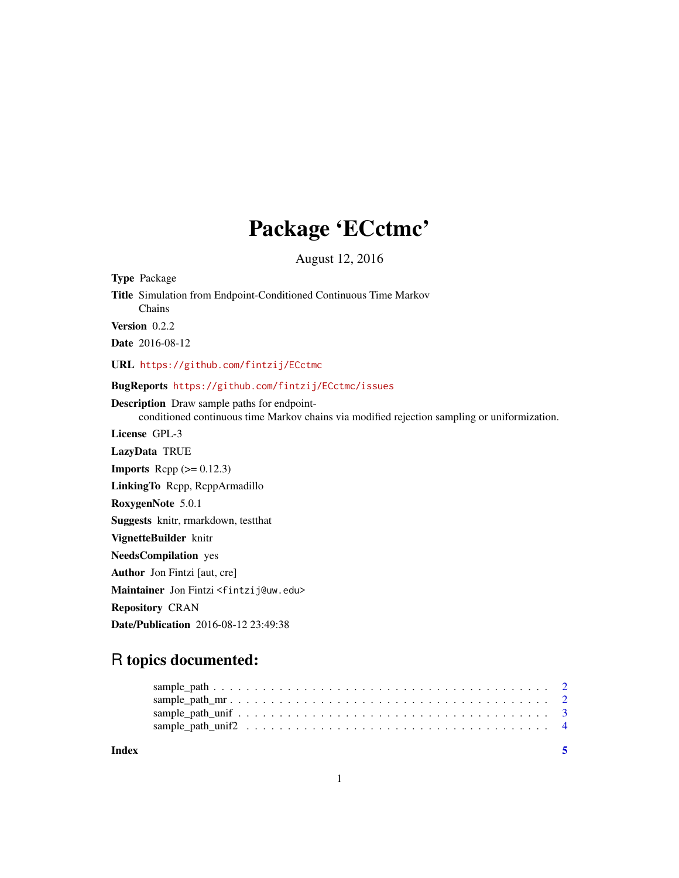# Package 'ECctmc'

August 12, 2016

**Type** Package

**Title** Simulation from Endpoint-Conditioned Continuous Time Markov Chains

**Version** 0.2.2

**Date** 2016-08-12

**URL** https://github.com/fintzij/ECctmc

**BugReports** https://github.com/fintzij/ECctmc/issues

**Description** Draw sample paths for endpoint-conditioned continuous time Markov chains via modified rejection sampling or uniformization.

**License** GPL-3

**LazyData** TRUE

**Imports** Rcpp (>= 0.12.3)

**LinkingTo** Rcpp, RcppArmadillo

**RoxygenNote** 5.0.1

**Suggests** knitr, rmarkdown, testthat

**VignetteBuilder** knitr

**NeedsCompilation** yes

**Author** Jon Fintzi [aut, cre]

**Maintainer** Jon Fintzi <fintzij@uw.edu>

**Repository** CRAN

**Date/Publication** 2016-08-12 23:49:38

## R topics documented:

sample_path . . . . . . . . . . . . . . . . . . . . . . . . . . . . . . . . . . . . . . . . . . 2
sample_path_mr . . . . . . . . . . . . . . . . . . . . . . . . . . . . . . . . . . . . . . . . 2
sample_path_unif . . . . . . . . . . . . . . . . . . . . . . . . . . . . . . . . . . . . . . . 3
sample_path_unif2 . . . . . . . . . . . . . . . . . . . . . . . . . . . . . . . . . . . . . . 4

**Index** 5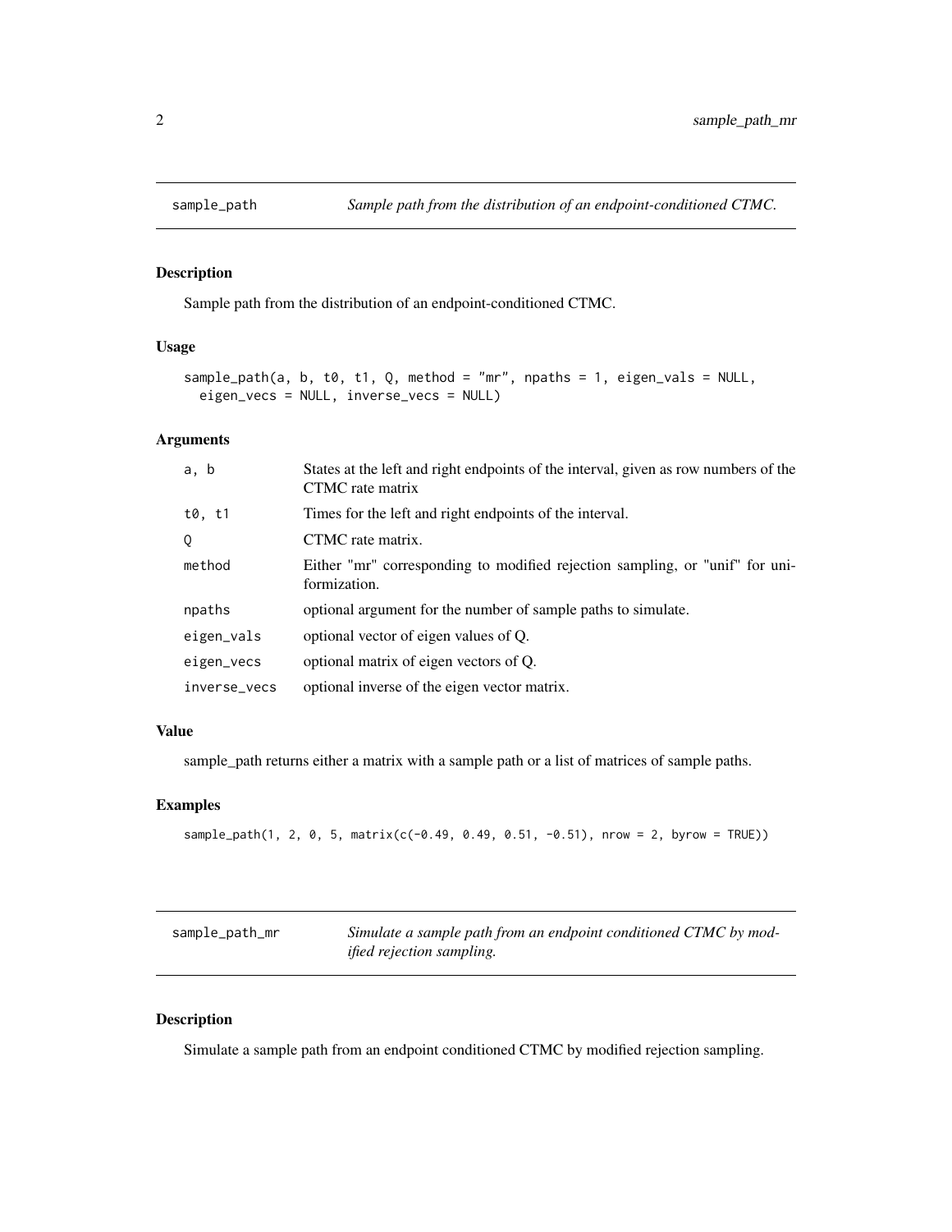## sample_path — *Sample path from the distribution of an endpoint-conditioned CTMC.*

### Description

Sample path from the distribution of an endpoint-conditioned CTMC.

### Usage

```
sample_path(a, b, t0, t1, Q, method = "mr", npaths = 1, eigen_vals = NULL,
  eigen_vecs = NULL, inverse_vecs = NULL)
```

### Arguments

| | |
|---|---|
| a, b | States at the left and right endpoints of the interval, given as row numbers of the CTMC rate matrix |
| t0, t1 | Times for the left and right endpoints of the interval. |
| Q | CTMC rate matrix. |
| method | Either "mr" corresponding to modified rejection sampling, or "unif" for uniformization. |
| npaths | optional argument for the number of sample paths to simulate. |
| eigen_vals | optional vector of eigen values of Q. |
| eigen_vecs | optional matrix of eigen vectors of Q. |
| inverse_vecs | optional inverse of the eigen vector matrix. |

### Value

sample_path returns either a matrix with a sample path or a list of matrices of sample paths.

### Examples

```
sample_path(1, 2, 0, 5, matrix(c(-0.49, 0.49, 0.51, -0.51), nrow = 2, byrow = TRUE))
```

## sample_path_mr — *Simulate a sample path from an endpoint conditioned CTMC by modified rejection sampling.*

### Description

Simulate a sample path from an endpoint conditioned CTMC by modified rejection sampling.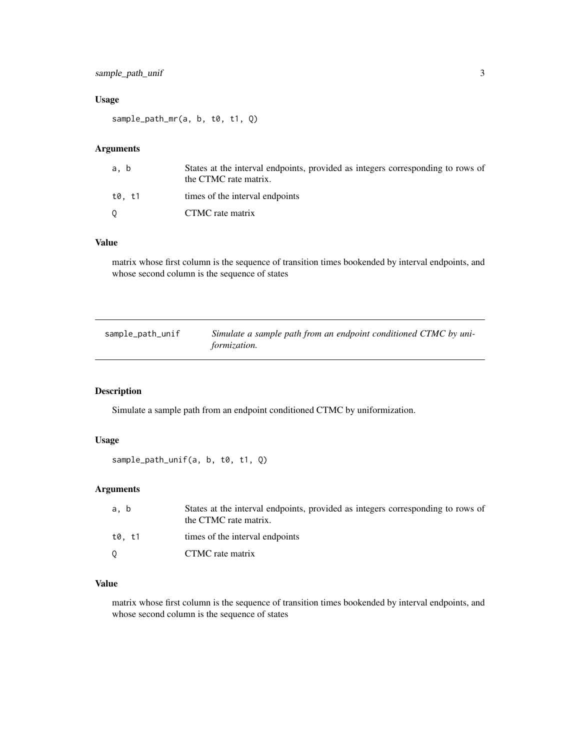### Usage

```
sample_path_mr(a, b, t0, t1, Q)
```

### Arguments

| | |
|---|---|
| a, b | States at the interval endpoints, provided as integers corresponding to rows of the CTMC rate matrix. |
| t0, t1 | times of the interval endpoints |
| Q | CTMC rate matrix |

### Value

matrix whose first column is the sequence of transition times bookended by interval endpoints, and whose second column is the sequence of states

---

## sample_path_unif — *Simulate a sample path from an endpoint conditioned CTMC by uniformization.*

---

### Description

Simulate a sample path from an endpoint conditioned CTMC by uniformization.

### Usage

```
sample_path_unif(a, b, t0, t1, Q)
```

### Arguments

| | |
|---|---|
| a, b | States at the interval endpoints, provided as integers corresponding to rows of the CTMC rate matrix. |
| t0, t1 | times of the interval endpoints |
| Q | CTMC rate matrix |

### Value

matrix whose first column is the sequence of transition times bookended by interval endpoints, and whose second column is the sequence of states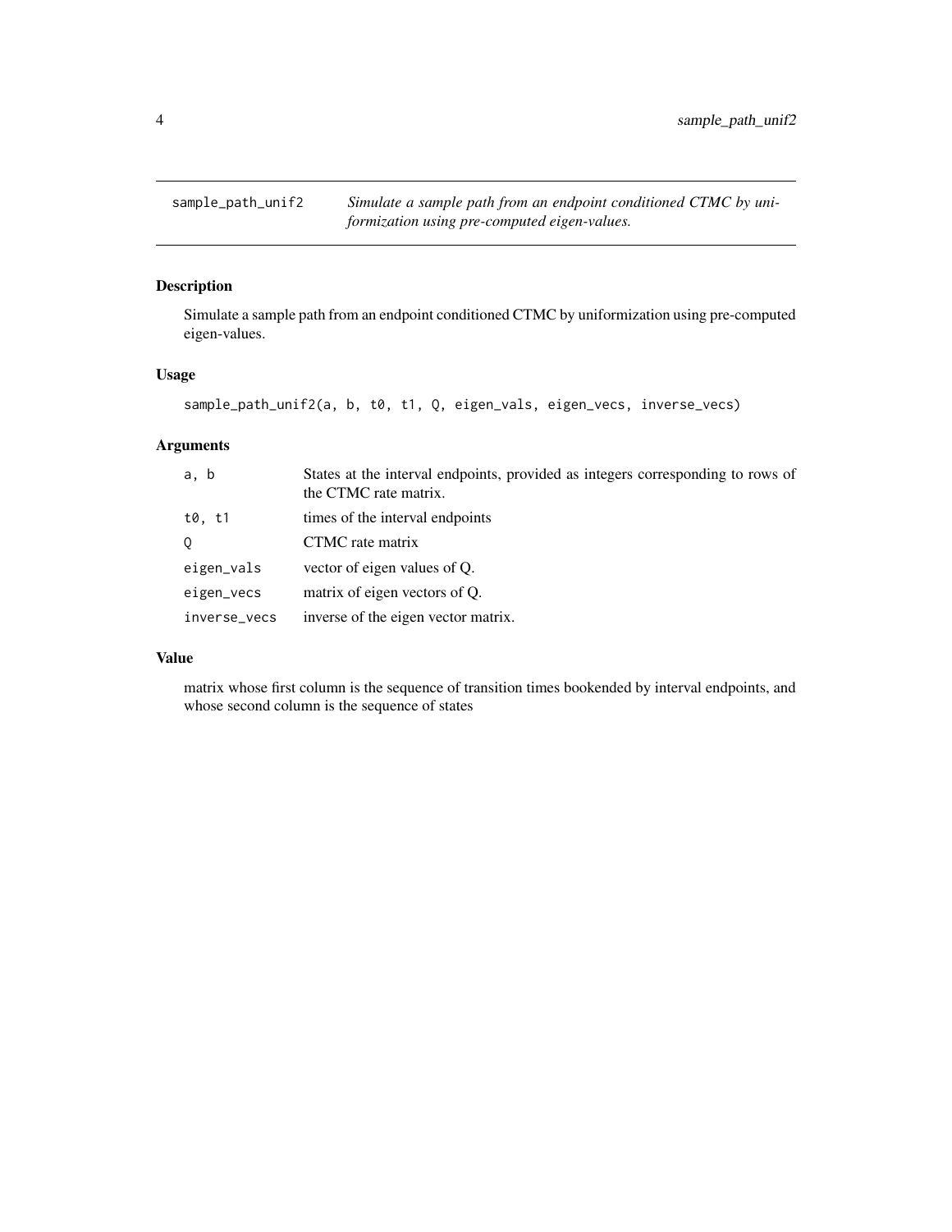## sample_path_unif2 — *Simulate a sample path from an endpoint conditioned CTMC by uniformization using pre-computed eigen-values.*

### Description

Simulate a sample path from an endpoint conditioned CTMC by uniformization using pre-computed eigen-values.

### Usage

```
sample_path_unif2(a, b, t0, t1, Q, eigen_vals, eigen_vecs, inverse_vecs)
```

### Arguments

| | |
|---|---|
| a, b | States at the interval endpoints, provided as integers corresponding to rows of the CTMC rate matrix. |
| t0, t1 | times of the interval endpoints |
| Q | CTMC rate matrix |
| eigen_vals | vector of eigen values of Q. |
| eigen_vecs | matrix of eigen vectors of Q. |
| inverse_vecs | inverse of the eigen vector matrix. |

### Value

matrix whose first column is the sequence of transition times bookended by interval endpoints, and whose second column is the sequence of states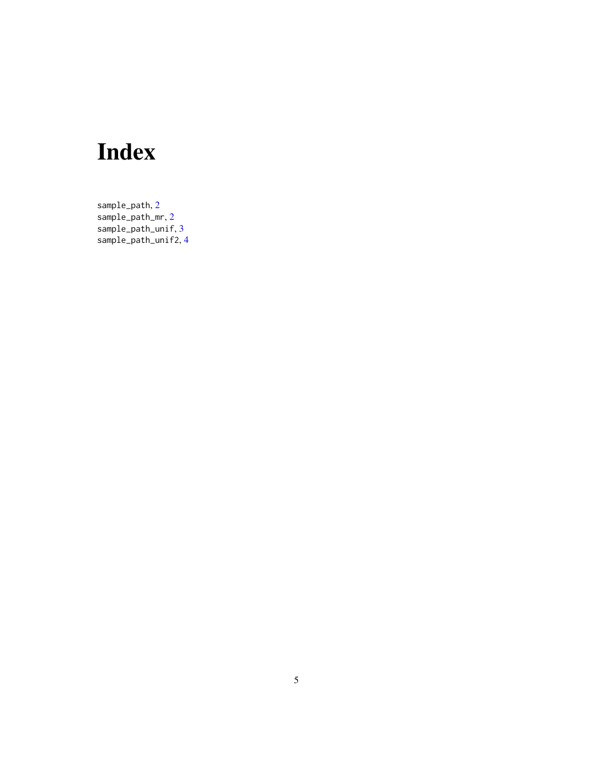# Index

sample_path, 2
sample_path_mr, 2
sample_path_unif, 3
sample_path_unif2, 4